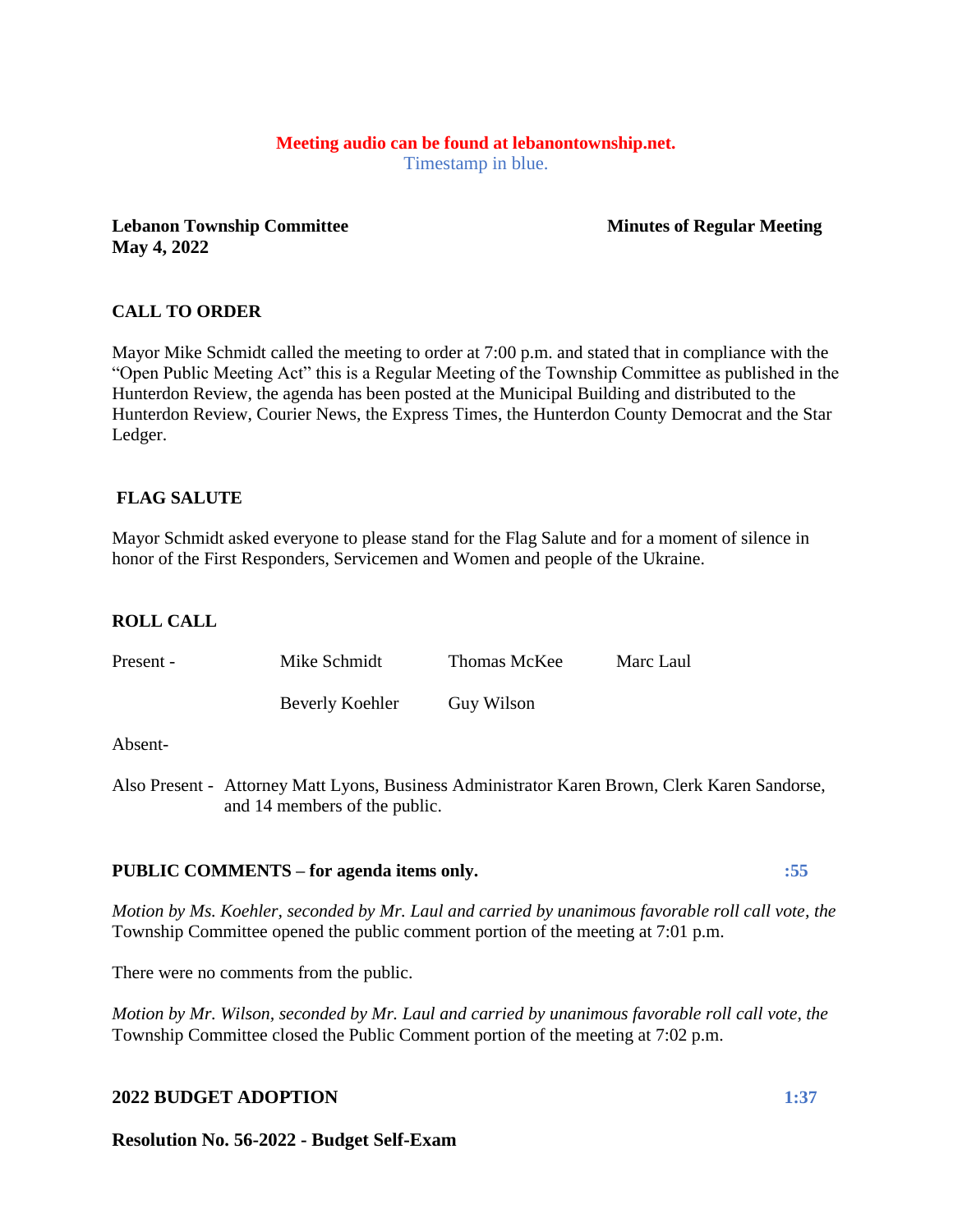**Meeting audio can be found at lebanontownship.net.**
Timestamp in blue.

**Lebanon Township Committee** **Minutes of Regular Meeting**
**May 4, 2022**

## CALL TO ORDER

Mayor Mike Schmidt called the meeting to order at 7:00 p.m. and stated that in compliance with the "Open Public Meeting Act" this is a Regular Meeting of the Township Committee as published in the Hunterdon Review, the agenda has been posted at the Municipal Building and distributed to the Hunterdon Review, Courier News, the Express Times, the Hunterdon County Democrat and the Star Ledger.

## FLAG SALUTE

Mayor Schmidt asked everyone to please stand for the Flag Salute and for a moment of silence in honor of the First Responders, Servicemen and Women and people of the Ukraine.

## ROLL CALL

| | | | |
|---|---|---|---|
| Present - | Mike Schmidt | Thomas McKee | Marc Laul |
| | Beverly Koehler | Guy Wilson | |

Absent-

Also Present - Attorney Matt Lyons, Business Administrator Karen Brown, Clerk Karen Sandorse, and 14 members of the public.

## PUBLIC COMMENTS – for agenda items only. :55

*Motion by Ms. Koehler, seconded by Mr. Laul and carried by unanimous favorable roll call vote, the* Township Committee opened the public comment portion of the meeting at 7:01 p.m.

There were no comments from the public.

*Motion by Mr. Wilson, seconded by Mr. Laul and carried by unanimous favorable roll call vote, the* Township Committee closed the Public Comment portion of the meeting at 7:02 p.m.

## 2022 BUDGET ADOPTION 1:37

**Resolution No. 56-2022 - Budget Self-Exam**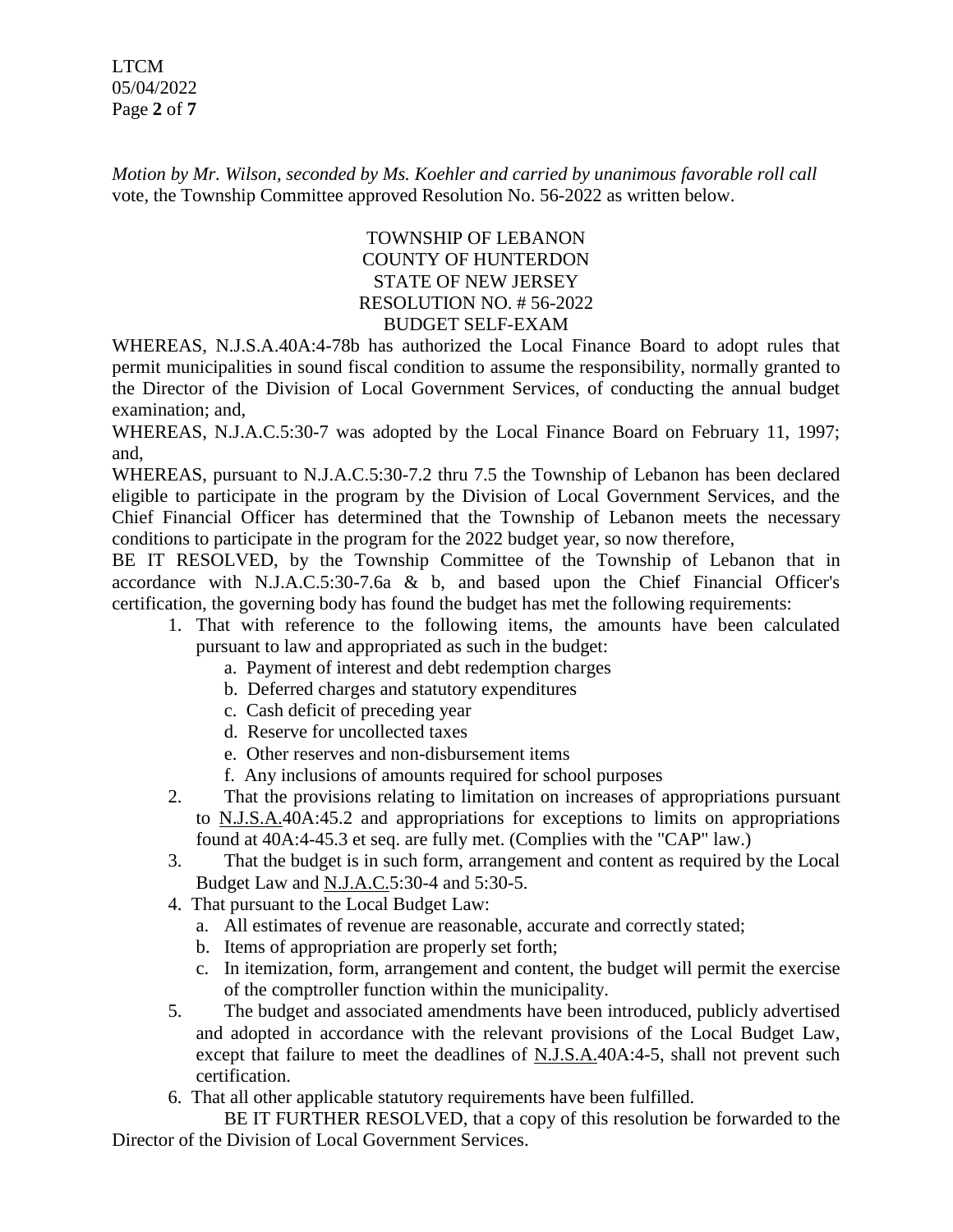*Motion by Mr. Wilson, seconded by Ms. Koehler and carried by unanimous favorable roll call* vote, the Township Committee approved Resolution No. 56-2022 as written below.

TOWNSHIP OF LEBANON
COUNTY OF HUNTERDON
STATE OF NEW JERSEY
RESOLUTION NO. # 56-2022
BUDGET SELF-EXAM

WHEREAS, N.J.S.A.40A:4-78b has authorized the Local Finance Board to adopt rules that permit municipalities in sound fiscal condition to assume the responsibility, normally granted to the Director of the Division of Local Government Services, of conducting the annual budget examination; and,

WHEREAS, N.J.A.C.5:30-7 was adopted by the Local Finance Board on February 11, 1997; and,

WHEREAS, pursuant to N.J.A.C.5:30-7.2 thru 7.5 the Township of Lebanon has been declared eligible to participate in the program by the Division of Local Government Services, and the Chief Financial Officer has determined that the Township of Lebanon meets the necessary conditions to participate in the program for the 2022 budget year, so now therefore,

BE IT RESOLVED, by the Township Committee of the Township of Lebanon that in accordance with N.J.A.C.5:30-7.6a & b, and based upon the Chief Financial Officer's certification, the governing body has found the budget has met the following requirements:

1. That with reference to the following items, the amounts have been calculated pursuant to law and appropriated as such in the budget:
   a. Payment of interest and debt redemption charges
   b. Deferred charges and statutory expenditures
   c. Cash deficit of preceding year
   d. Reserve for uncollected taxes
   e. Other reserves and non-disbursement items
   f. Any inclusions of amounts required for school purposes
2. That the provisions relating to limitation on increases of appropriations pursuant to N.J.S.A.40A:45.2 and appropriations for exceptions to limits on appropriations found at 40A:4-45.3 et seq. are fully met. (Complies with the "CAP" law.)
3. That the budget is in such form, arrangement and content as required by the Local Budget Law and N.J.A.C.5:30-4 and 5:30-5.
4. That pursuant to the Local Budget Law:
   a. All estimates of revenue are reasonable, accurate and correctly stated;
   b. Items of appropriation are properly set forth;
   c. In itemization, form, arrangement and content, the budget will permit the exercise of the comptroller function within the municipality.
5. The budget and associated amendments have been introduced, publicly advertised and adopted in accordance with the relevant provisions of the Local Budget Law, except that failure to meet the deadlines of N.J.S.A.40A:4-5, shall not prevent such certification.
6. That all other applicable statutory requirements have been fulfilled.

BE IT FURTHER RESOLVED, that a copy of this resolution be forwarded to the Director of the Division of Local Government Services.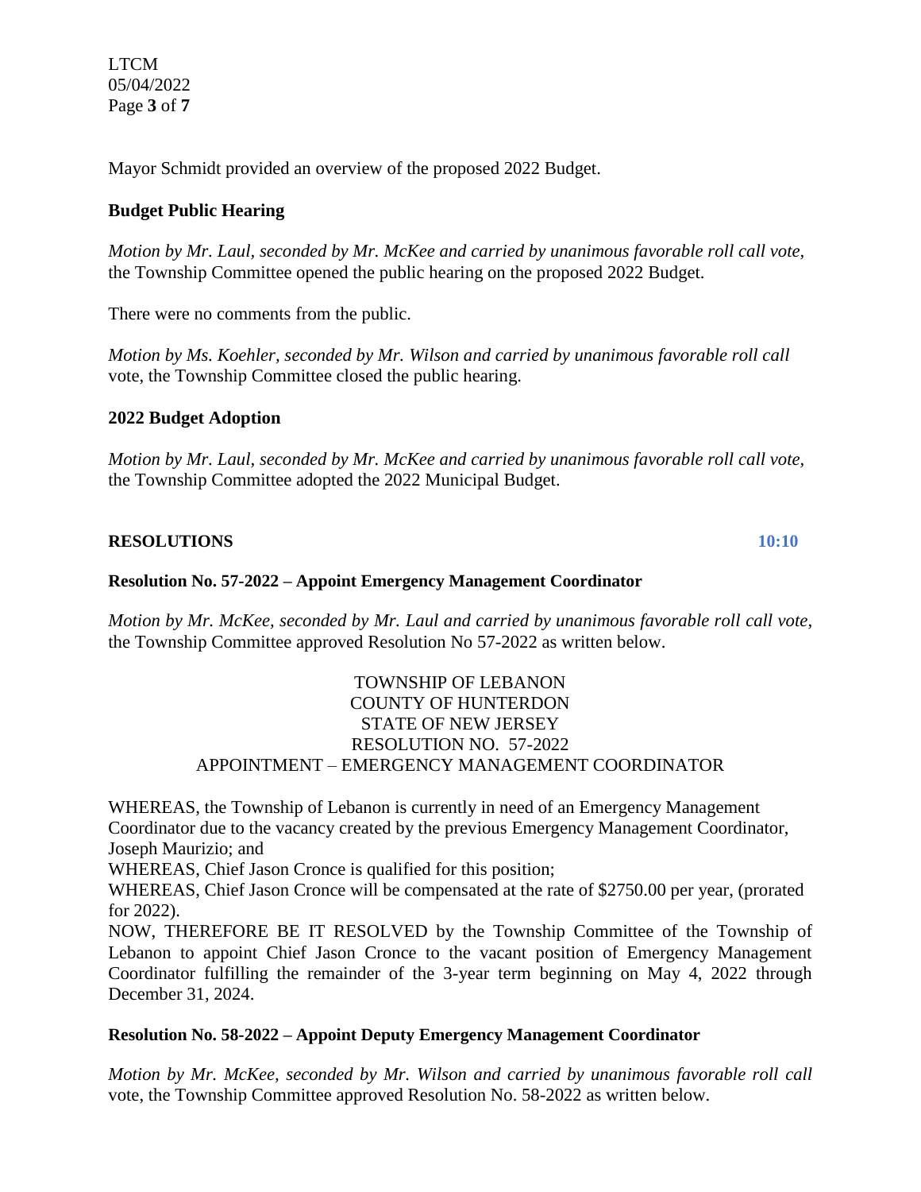Mayor Schmidt provided an overview of the proposed 2022 Budget.

**Budget Public Hearing**

*Motion by Mr. Laul, seconded by Mr. McKee and carried by unanimous favorable roll call vote,* the Township Committee opened the public hearing on the proposed 2022 Budget.

There were no comments from the public.

*Motion by Ms. Koehler, seconded by Mr. Wilson and carried by unanimous favorable roll call* vote, the Township Committee closed the public hearing.

**2022 Budget Adoption**

*Motion by Mr. Laul, seconded by Mr. McKee and carried by unanimous favorable roll call vote,* the Township Committee adopted the 2022 Municipal Budget.

**RESOLUTIONS** **10:10**

**Resolution No. 57-2022 – Appoint Emergency Management Coordinator**

*Motion by Mr. McKee, seconded by Mr. Laul and carried by unanimous favorable roll call vote,* the Township Committee approved Resolution No 57-2022 as written below.

TOWNSHIP OF LEBANON
COUNTY OF HUNTERDON
STATE OF NEW JERSEY
RESOLUTION NO. 57-2022
APPOINTMENT – EMERGENCY MANAGEMENT COORDINATOR

WHEREAS, the Township of Lebanon is currently in need of an Emergency Management Coordinator due to the vacancy created by the previous Emergency Management Coordinator, Joseph Maurizio; and

WHEREAS, Chief Jason Cronce is qualified for this position;

WHEREAS, Chief Jason Cronce will be compensated at the rate of $2750.00 per year, (prorated for 2022).

NOW, THEREFORE BE IT RESOLVED by the Township Committee of the Township of Lebanon to appoint Chief Jason Cronce to the vacant position of Emergency Management Coordinator fulfilling the remainder of the 3-year term beginning on May 4, 2022 through December 31, 2024.

**Resolution No. 58-2022 – Appoint Deputy Emergency Management Coordinator**

*Motion by Mr. McKee, seconded by Mr. Wilson and carried by unanimous favorable roll call* vote, the Township Committee approved Resolution No. 58-2022 as written below.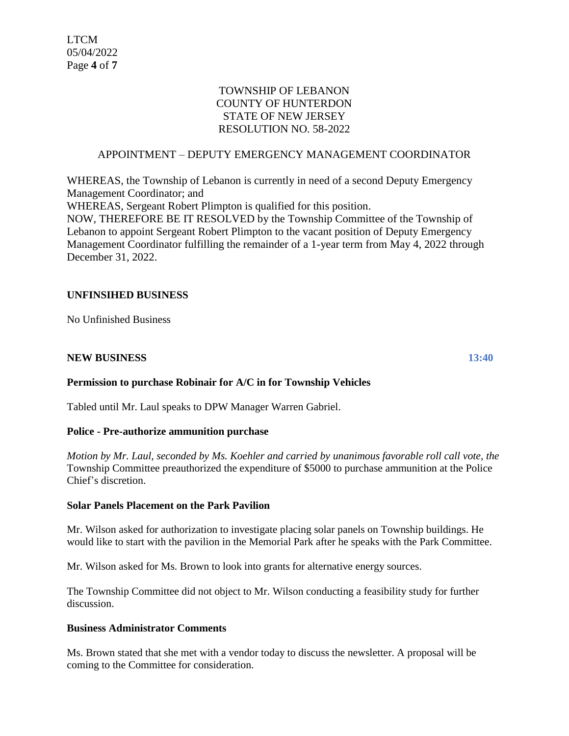TOWNSHIP OF LEBANON
COUNTY OF HUNTERDON
STATE OF NEW JERSEY
RESOLUTION NO. 58-2022

APPOINTMENT – DEPUTY EMERGENCY MANAGEMENT COORDINATOR

WHEREAS, the Township of Lebanon is currently in need of a second Deputy Emergency Management Coordinator; and
WHEREAS, Sergeant Robert Plimpton is qualified for this position.
NOW, THEREFORE BE IT RESOLVED by the Township Committee of the Township of Lebanon to appoint Sergeant Robert Plimpton to the vacant position of Deputy Emergency Management Coordinator fulfilling the remainder of a 1-year term from May 4, 2022 through December 31, 2022.

**UNFINSIHED BUSINESS**

No Unfinished Business

**NEW BUSINESS** **13:40**

**Permission to purchase Robinair for A/C in for Township Vehicles**

Tabled until Mr. Laul speaks to DPW Manager Warren Gabriel.

**Police - Pre-authorize ammunition purchase**

*Motion by Mr. Laul, seconded by Ms. Koehler and carried by unanimous favorable roll call vote, the* Township Committee preauthorized the expenditure of $5000 to purchase ammunition at the Police Chief's discretion.

**Solar Panels Placement on the Park Pavilion**

Mr. Wilson asked for authorization to investigate placing solar panels on Township buildings. He would like to start with the pavilion in the Memorial Park after he speaks with the Park Committee.

Mr. Wilson asked for Ms. Brown to look into grants for alternative energy sources.

The Township Committee did not object to Mr. Wilson conducting a feasibility study for further discussion.

**Business Administrator Comments**

Ms. Brown stated that she met with a vendor today to discuss the newsletter. A proposal will be coming to the Committee for consideration.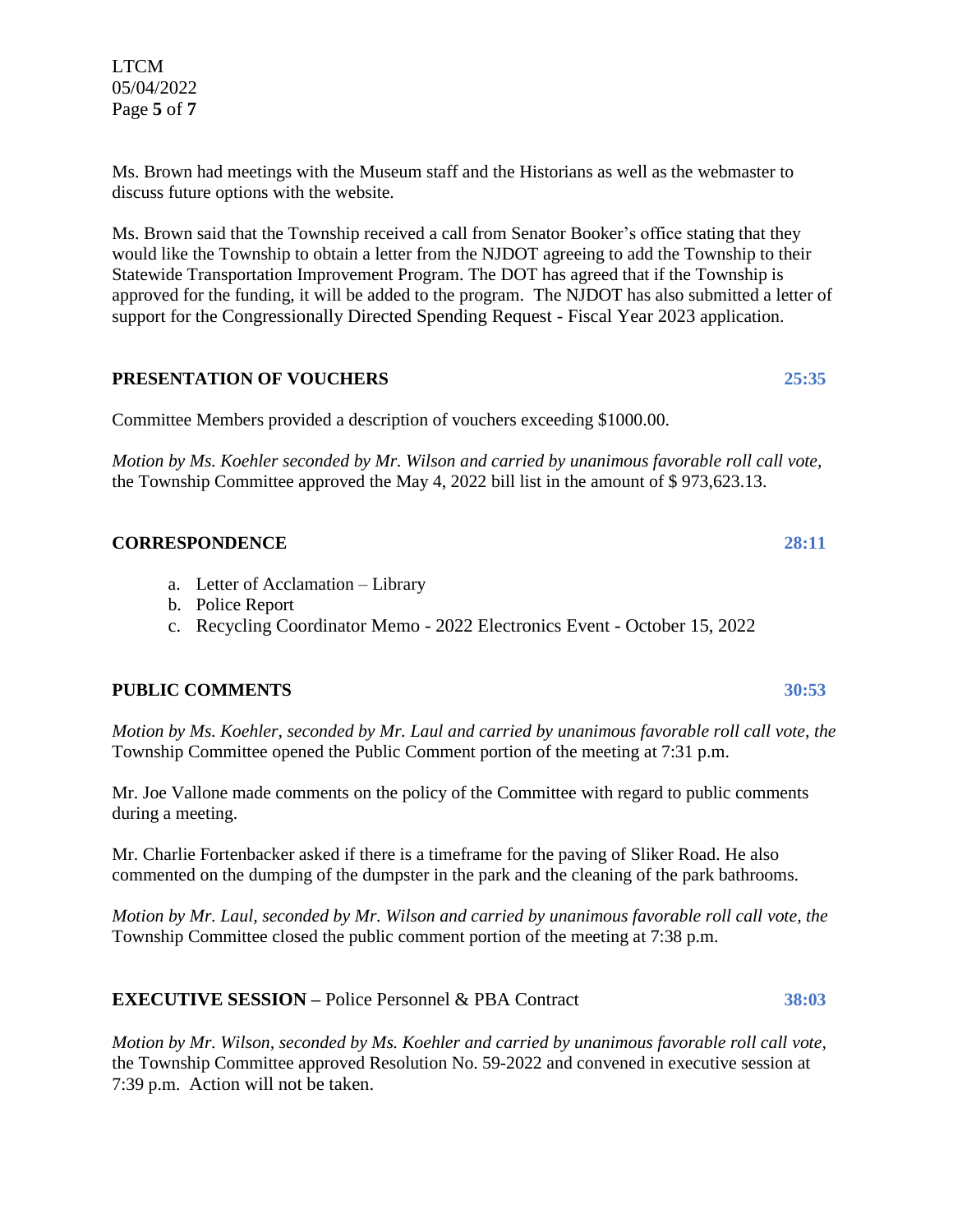Ms. Brown had meetings with the Museum staff and the Historians as well as the webmaster to discuss future options with the website.

Ms. Brown said that the Township received a call from Senator Booker's office stating that they would like the Township to obtain a letter from the NJDOT agreeing to add the Township to their Statewide Transportation Improvement Program. The DOT has agreed that if the Township is approved for the funding, it will be added to the program. The NJDOT has also submitted a letter of support for the Congressionally Directed Spending Request - Fiscal Year 2023 application.

## PRESENTATION OF VOUCHERS **25:35**

Committee Members provided a description of vouchers exceeding $1000.00.

*Motion by Ms. Koehler seconded by Mr. Wilson and carried by unanimous favorable roll call vote,* the Township Committee approved the May 4, 2022 bill list in the amount of $ 973,623.13.

## CORRESPONDENCE **28:11**

a. Letter of Acclamation – Library
b. Police Report
c. Recycling Coordinator Memo - 2022 Electronics Event - October 15, 2022

## PUBLIC COMMENTS **30:53**

*Motion by Ms. Koehler, seconded by Mr. Laul and carried by unanimous favorable roll call vote, the* Township Committee opened the Public Comment portion of the meeting at 7:31 p.m.

Mr. Joe Vallone made comments on the policy of the Committee with regard to public comments during a meeting.

Mr. Charlie Fortenbacker asked if there is a timeframe for the paving of Sliker Road. He also commented on the dumping of the dumpster in the park and the cleaning of the park bathrooms.

*Motion by Mr. Laul, seconded by Mr. Wilson and carried by unanimous favorable roll call vote, the* Township Committee closed the public comment portion of the meeting at 7:38 p.m.

## EXECUTIVE SESSION – Police Personnel & PBA Contract **38:03**

*Motion by Mr. Wilson, seconded by Ms. Koehler and carried by unanimous favorable roll call vote,* the Township Committee approved Resolution No. 59-2022 and convened in executive session at 7:39 p.m. Action will not be taken.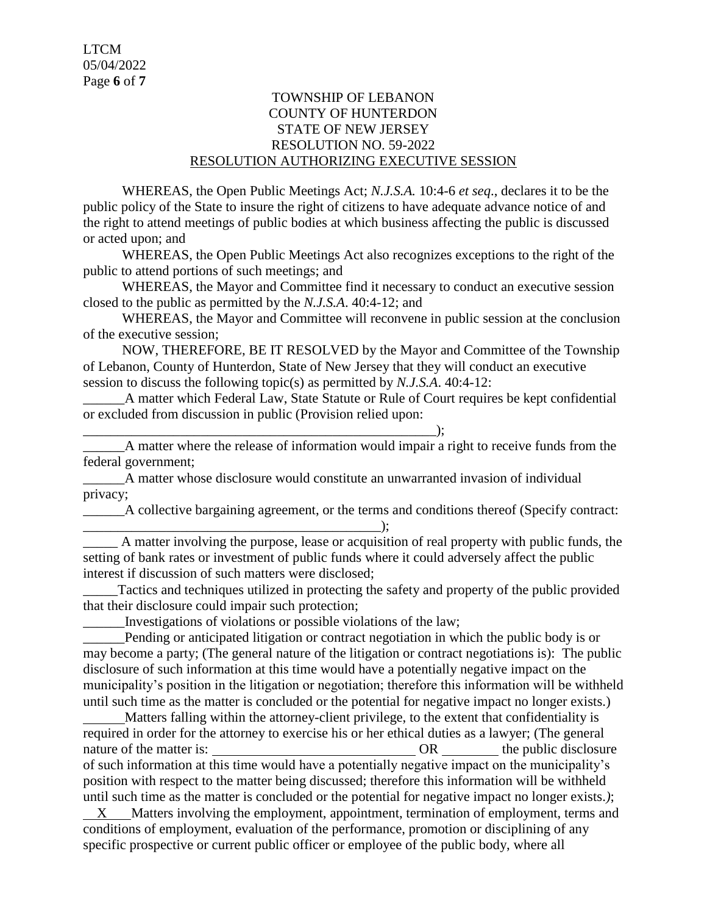TOWNSHIP OF LEBANON
COUNTY OF HUNTERDON
STATE OF NEW JERSEY
RESOLUTION NO. 59-2022
RESOLUTION AUTHORIZING EXECUTIVE SESSION

WHEREAS, the Open Public Meetings Act; *N.J.S.A.* 10:4-6 *et seq*., declares it to be the public policy of the State to insure the right of citizens to have adequate advance notice of and the right to attend meetings of public bodies at which business affecting the public is discussed or acted upon; and

WHEREAS, the Open Public Meetings Act also recognizes exceptions to the right of the public to attend portions of such meetings; and

WHEREAS, the Mayor and Committee find it necessary to conduct an executive session closed to the public as permitted by the *N.J.S.A*. 40:4-12; and

WHEREAS, the Mayor and Committee will reconvene in public session at the conclusion of the executive session;

NOW, THEREFORE, BE IT RESOLVED by the Mayor and Committee of the Township of Lebanon, County of Hunterdon, State of New Jersey that they will conduct an executive session to discuss the following topic(s) as permitted by *N.J.S.A*. 40:4-12:

______A matter which Federal Law, State Statute or Rule of Court requires be kept confidential or excluded from discussion in public (Provision relied upon: ____________________________________________________);

______A matter where the release of information would impair a right to receive funds from the federal government;

______A matter whose disclosure would constitute an unwarranted invasion of individual privacy;

______A collective bargaining agreement, or the terms and conditions thereof (Specify contract: ____________________________________________);

_____ A matter involving the purpose, lease or acquisition of real property with public funds, the setting of bank rates or investment of public funds where it could adversely affect the public interest if discussion of such matters were disclosed;

_____Tactics and techniques utilized in protecting the safety and property of the public provided that their disclosure could impair such protection;

______Investigations of violations or possible violations of the law;

______Pending or anticipated litigation or contract negotiation in which the public body is or may become a party; (The general nature of the litigation or contract negotiations is): The public disclosure of such information at this time would have a potentially negative impact on the municipality's position in the litigation or negotiation; therefore this information will be withheld until such time as the matter is concluded or the potential for negative impact no longer exists.)

______Matters falling within the attorney-client privilege, to the extent that confidentiality is required in order for the attorney to exercise his or her ethical duties as a lawyer; (The general nature of the matter is: ______________________________ OR ________ the public disclosure of such information at this time would have a potentially negative impact on the municipality's position with respect to the matter being discussed; therefore this information will be withheld until such time as the matter is concluded or the potential for negative impact no longer exists.*)*;

__X__ Matters involving the employment, appointment, termination of employment, terms and conditions of employment, evaluation of the performance, promotion or disciplining of any specific prospective or current public officer or employee of the public body, where all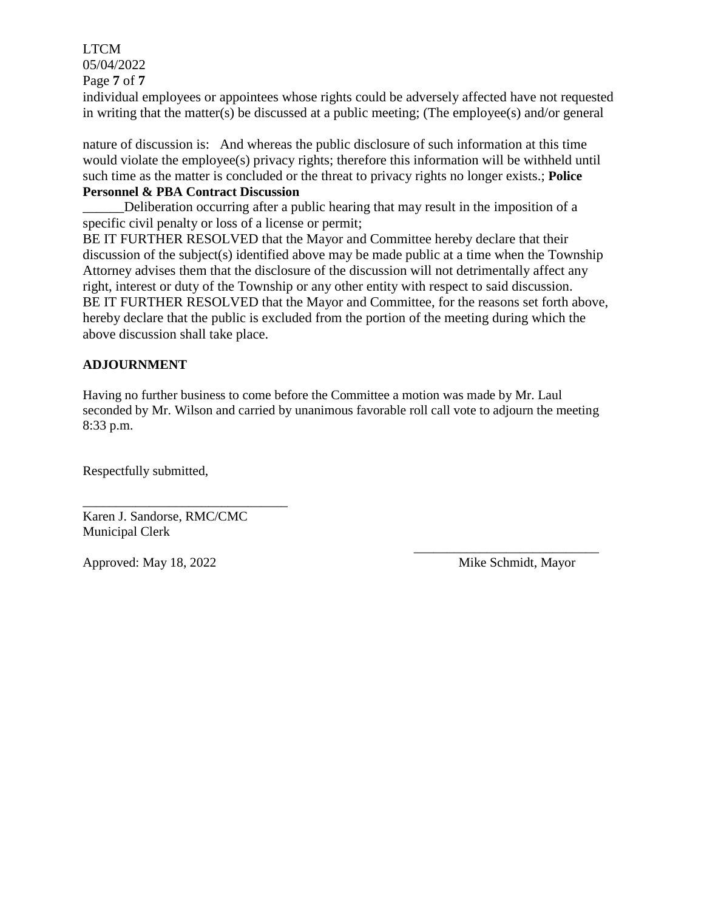individual employees or appointees whose rights could be adversely affected have not requested in writing that the matter(s) be discussed at a public meeting; (The employee(s) and/or general

nature of discussion is: And whereas the public disclosure of such information at this time would violate the employee(s) privacy rights; therefore this information will be withheld until such time as the matter is concluded or the threat to privacy rights no longer exists.; **Police Personnel & PBA Contract Discussion**

______Deliberation occurring after a public hearing that may result in the imposition of a specific civil penalty or loss of a license or permit;

BE IT FURTHER RESOLVED that the Mayor and Committee hereby declare that their discussion of the subject(s) identified above may be made public at a time when the Township Attorney advises them that the disclosure of the discussion will not detrimentally affect any right, interest or duty of the Township or any other entity with respect to said discussion.

BE IT FURTHER RESOLVED that the Mayor and Committee, for the reasons set forth above, hereby declare that the public is excluded from the portion of the meeting during which the above discussion shall take place.

**ADJOURNMENT**

Having no further business to come before the Committee a motion was made by Mr. Laul seconded by Mr. Wilson and carried by unanimous favorable roll call vote to adjourn the meeting 8:33 p.m.

Respectfully submitted,

_______________________________

Karen J. Sandorse, RMC/CMC
Municipal Clerk

_____________________________

Approved: May 18, 2022 Mike Schmidt, Mayor